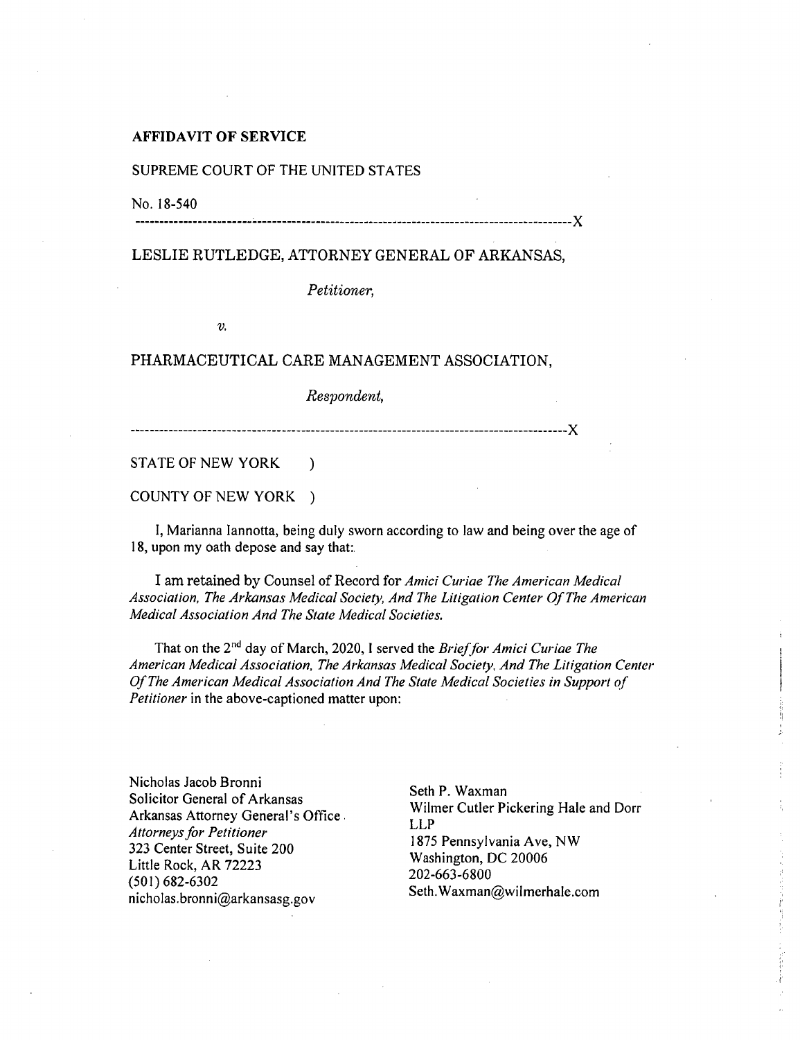**AFFIDAVIT OF SERVICE**

SUPREME COURT OF THE UNITED STATES

No. 18-540

------------------------------------------------------------------------------------------X

LESLIE RUTLEDGE, ATTORNEY GENERAL OF ARKANSAS,

*Petitioner,*

*v.*

PHARMACEUTICAL CARE MANAGEMENT ASSOCIATION,

*Respondent,*

------------------------------------------------------------------------------------------X

STATE OF NEW YORK )

COUNTY OF NEW YORK )

I, Marianna Iannotta, being duly sworn according to law and being over the age of 18, upon my oath depose and say that:.

I am retained by Counsel of Record for *Amici Curiae The American Medical Association, The Arkansas Medical Society, And The Litigation Center Of The American Medical Association And The State Medical Societies.*

That on the 2nd day of March, 2020, I served the *Brief for Amici Curiae The American Medical Association, The Arkansas Medical Society, And The Litigation Center Of The American Medical Association And The State Medical Societies in Support of Petitioner* in the above-captioned matter upon:

Nicholas Jacob Bronni
Solicitor General of Arkansas
Arkansas Attorney General's Office
*Attorneys for Petitioner*
323 Center Street, Suite 200
Little Rock, AR 72223
(501) 682-6302
nicholas.bronni@arkansasg.gov

Seth P. Waxman
Wilmer Cutler Pickering Hale and Dorr LLP
1875 Pennsylvania Ave, NW
Washington, DC 20006
202-663-6800
Seth.Waxman@wilmerhale.com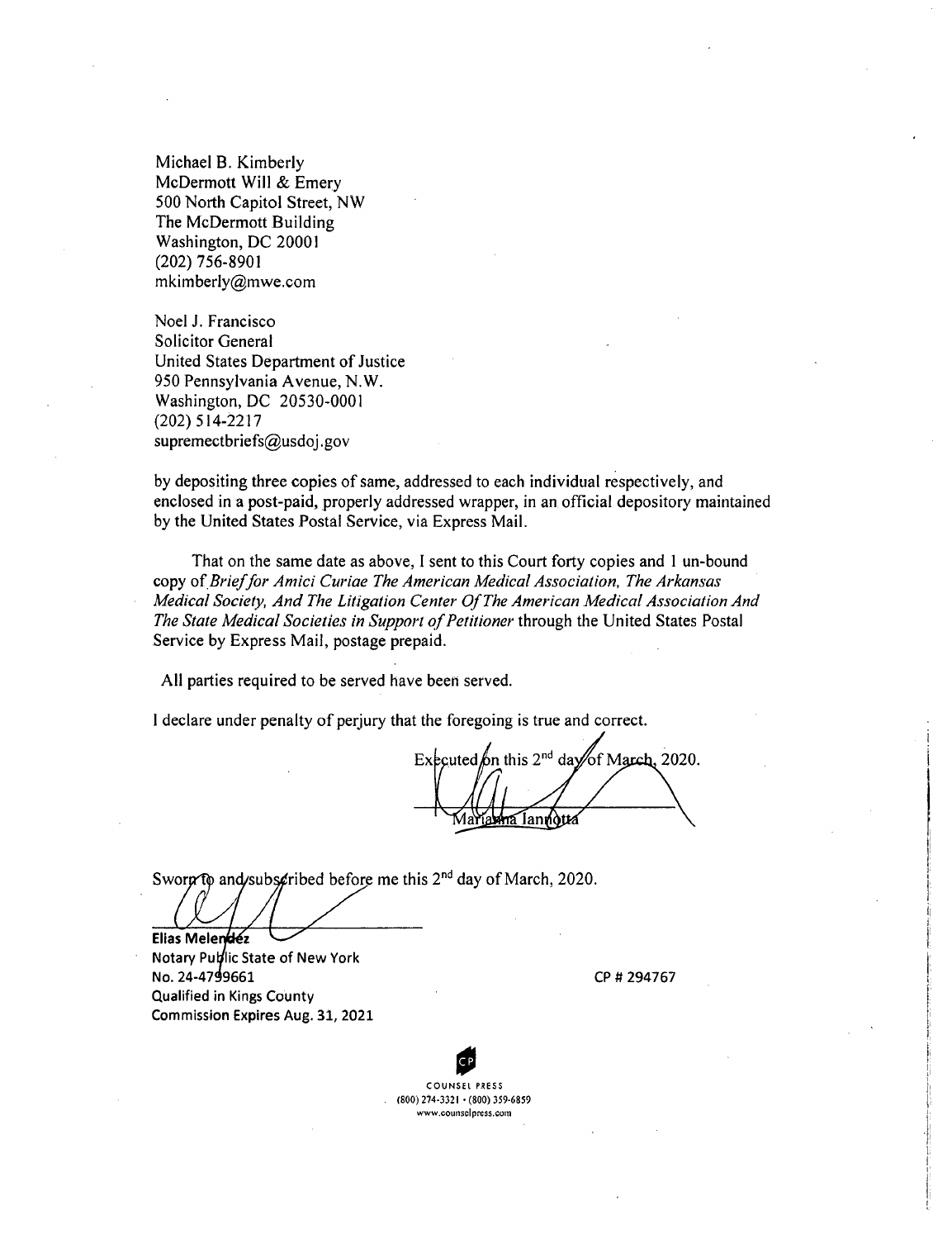Michael B. Kimberly
McDermott Will & Emery
500 North Capitol Street, NW
The McDermott Building
Washington, DC 20001
(202) 756-8901
mkimberly@mwe.com

Noel J. Francisco
Solicitor General
United States Department of Justice
950 Pennsylvania Avenue, N.W.
Washington, DC 20530-0001
(202) 514-2217
supremectbriefs@usdoj.gov

by depositing three copies of same, addressed to each individual respectively, and enclosed in a post-paid, properly addressed wrapper, in an official depository maintained by the United States Postal Service, via Express Mail.

That on the same date as above, I sent to this Court forty copies and 1 un-bound copy of *Brief for Amici Curiae The American Medical Association, The Arkansas Medical Society, And The Litigation Center Of The American Medical Association And The State Medical Societies in Support of Petitioner* through the United States Postal Service by Express Mail, postage prepaid.

All parties required to be served have been served.

I declare under penalty of perjury that the foregoing is true and correct.

Executed on this 2nd day of March, 2020.

Marianna Iannotta

Sworn to and subscribed before me this 2nd day of March, 2020.

**Elias Melendez**
**Notary Public State of New York**
**No. 24-4799661**
**Qualified in Kings County**
**Commission Expires Aug. 31, 2021**

CP # 294767

COUNSEL PRESS
(800) 274-3321 • (800) 359-6859
www.counselpress.com